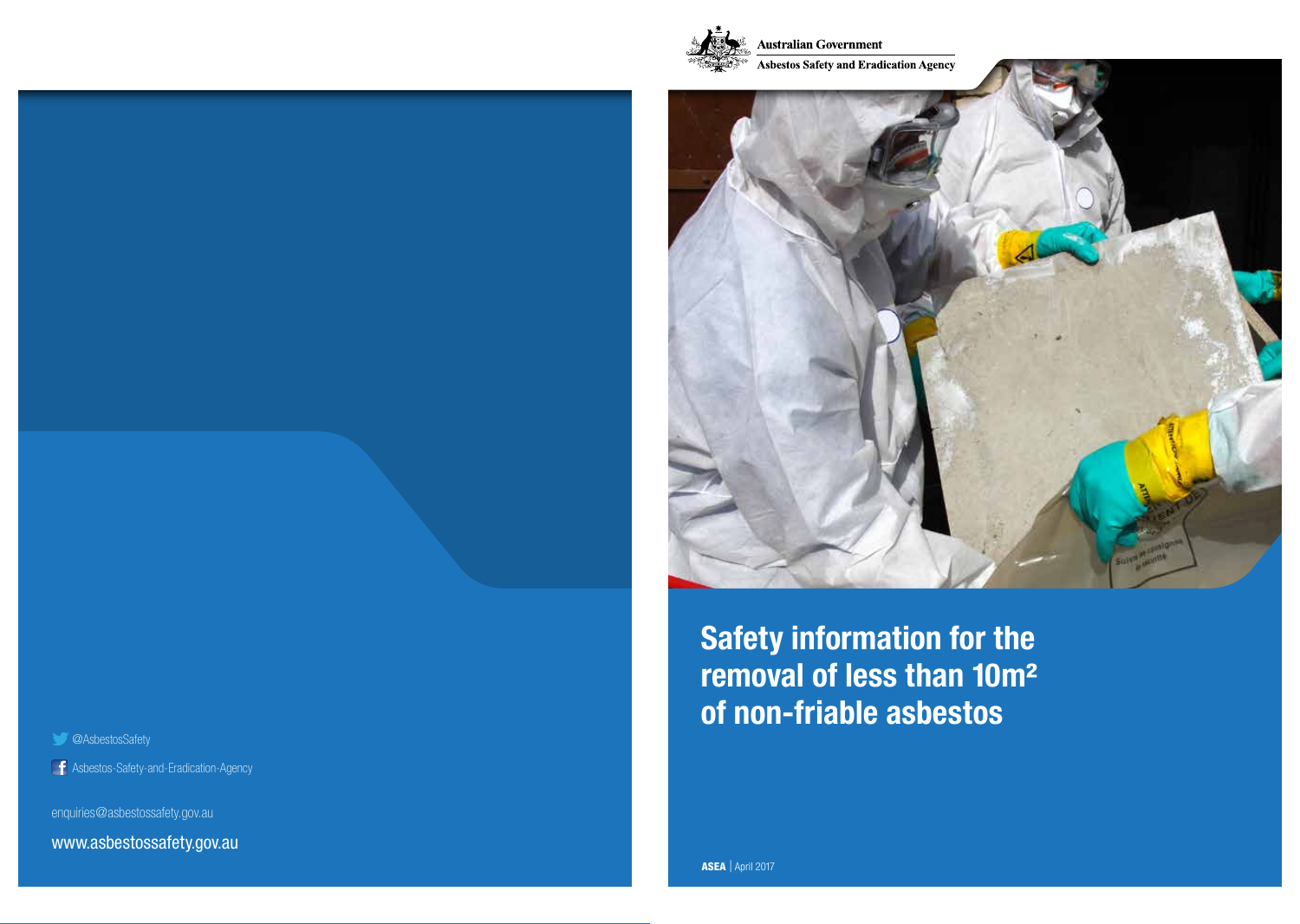Australian Government

Asbestos Safety and Eradication Agency

# Safety information for the removal of less than 10m² of non-friable asbestos

**ASEA** | April 2017

@AsbestosSafety

Asbestos-Safety-and-Eradication-Agency

enquiries@asbestossafety.gov.au

www.asbestossafety.gov.au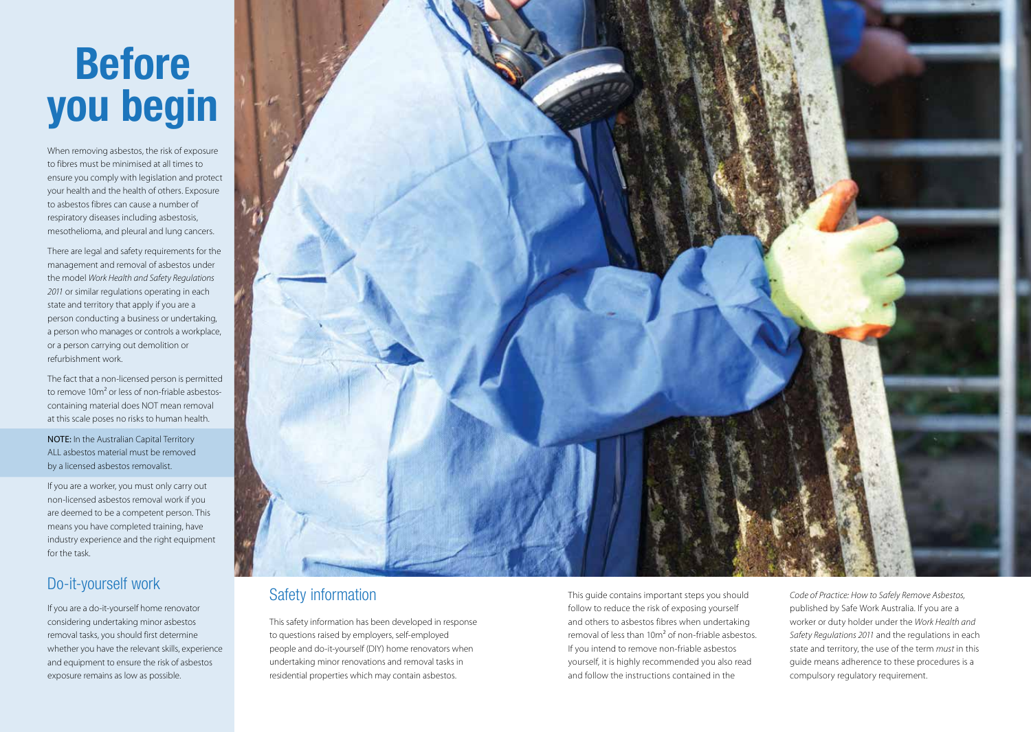# Before you begin

When removing asbestos, the risk of exposure to fibres must be minimised at all times to ensure you comply with legislation and protect your health and the health of others. Exposure to asbestos fibres can cause a number of respiratory diseases including asbestosis, mesothelioma, and pleural and lung cancers.

There are legal and safety requirements for the management and removal of asbestos under the model *Work Health and Safety Regulations 2011* or similar regulations operating in each state and territory that apply if you are a person conducting a business or undertaking, a person who manages or controls a workplace, or a person carrying out demolition or refurbishment work.

The fact that a non-licensed person is permitted to remove $10m^2$ or less of non-friable asbestos-containing material does NOT mean removal at this scale poses no risks to human health.

**NOTE:** In the Australian Capital Territory ALL asbestos material must be removed by a licensed asbestos removalist.

If you are a worker, you must only carry out non-licensed asbestos removal work if you are deemed to be a competent person. This means you have completed training, have industry experience and the right equipment for the task.

## Do-it-yourself work

If you are a do-it-yourself home renovator considering undertaking minor asbestos removal tasks, you should first determine whether you have the relevant skills, experience and equipment to ensure the risk of asbestos exposure remains as low as possible.

## Safety information

This safety information has been developed in response to questions raised by employers, self-employed people and do-it-yourself (DIY) home renovators when undertaking minor renovations and removal tasks in residential properties which may contain asbestos.

This guide contains important steps you should follow to reduce the risk of exposing yourself and others to asbestos fibres when undertaking removal of less than $10m^2$ of non-friable asbestos. If you intend to remove non-friable asbestos yourself, it is highly recommended you also read and follow the instructions contained in the *Code of Practice: How to Safely Remove Asbestos*, published by Safe Work Australia. If you are a worker or duty holder under the *Work Health and Safety Regulations 2011* and the regulations in each state and territory, the use of the term *must* in this guide means adherence to these procedures is a compulsory regulatory requirement.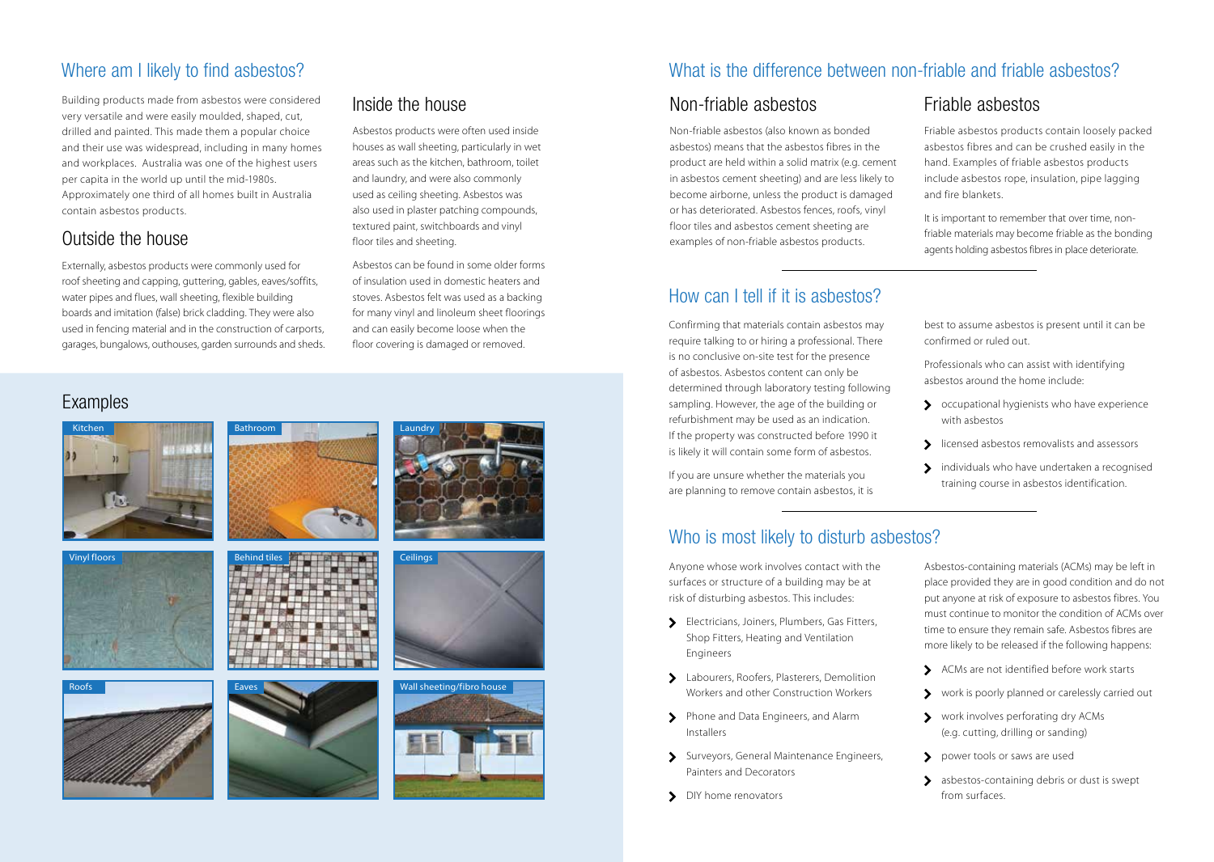## Where am I likely to find asbestos?

Building products made from asbestos were considered very versatile and were easily moulded, shaped, cut, drilled and painted. This made them a popular choice and their use was widespread, including in many homes and workplaces. Australia was one of the highest users per capita in the world up until the mid-1980s. Approximately one third of all homes built in Australia contain asbestos products.

### Outside the house

Externally, asbestos products were commonly used for roof sheeting and capping, guttering, gables, eaves/soffits, water pipes and flues, wall sheeting, flexible building boards and imitation (false) brick cladding. They were also used in fencing material and in the construction of carports, garages, bungalows, outhouses, garden surrounds and sheds.

### Inside the house

Asbestos products were often used inside houses as wall sheeting, particularly in wet areas such as the kitchen, bathroom, toilet and laundry, and were also commonly used as ceiling sheeting. Asbestos was also used in plaster patching compounds, textured paint, switchboards and vinyl floor tiles and sheeting.

Asbestos can be found in some older forms of insulation used in domestic heaters and stoves. Asbestos felt was used as a backing for many vinyl and linoleum sheet floorings and can easily become loose when the floor covering is damaged or removed.

### Examples

Kitchen

Bathroom

Laundry

Vinyl floors

Behind tiles

Ceilings

Roofs

Eaves

Wall sheeting/fibro house

## What is the difference between non-friable and friable asbestos?

### Non-friable asbestos

Non-friable asbestos (also known as bonded asbestos) means that the asbestos fibres in the product are held within a solid matrix (e.g. cement in asbestos cement sheeting) and are less likely to become airborne, unless the product is damaged or has deteriorated. Asbestos fences, roofs, vinyl floor tiles and asbestos cement sheeting are examples of non-friable asbestos products.

### Friable asbestos

Friable asbestos products contain loosely packed asbestos fibres and can be crushed easily in the hand. Examples of friable asbestos products include asbestos rope, insulation, pipe lagging and fire blankets.

It is important to remember that over time, non-friable materials may become friable as the bonding agents holding asbestos fibres in place deteriorate.

## How can I tell if it is asbestos?

Confirming that materials contain asbestos may require talking to or hiring a professional. There is no conclusive on-site test for the presence of asbestos. Asbestos content can only be determined through laboratory testing following sampling. However, the age of the building or refurbishment may be used as an indication. If the property was constructed before 1990 it is likely it will contain some form of asbestos.

If you are unsure whether the materials you are planning to remove contain asbestos, it is best to assume asbestos is present until it can be confirmed or ruled out.

Professionals who can assist with identifying asbestos around the home include:

- occupational hygienists who have experience with asbestos
- licensed asbestos removalists and assessors
- individuals who have undertaken a recognised training course in asbestos identification.

## Who is most likely to disturb asbestos?

Anyone whose work involves contact with the surfaces or structure of a building may be at risk of disturbing asbestos. This includes:

- Electricians, Joiners, Plumbers, Gas Fitters, Shop Fitters, Heating and Ventilation Engineers
- Labourers, Roofers, Plasterers, Demolition Workers and other Construction Workers
- Phone and Data Engineers, and Alarm Installers
- Surveyors, General Maintenance Engineers, Painters and Decorators
- DIY home renovators

Asbestos-containing materials (ACMs) may be left in place provided they are in good condition and do not put anyone at risk of exposure to asbestos fibres. You must continue to monitor the condition of ACMs over time to ensure they remain safe. Asbestos fibres are more likely to be released if the following happens:

- ACMs are not identified before work starts
- work is poorly planned or carelessly carried out
- work involves perforating dry ACMs (e.g. cutting, drilling or sanding)
- power tools or saws are used
- asbestos-containing debris or dust is swept from surfaces.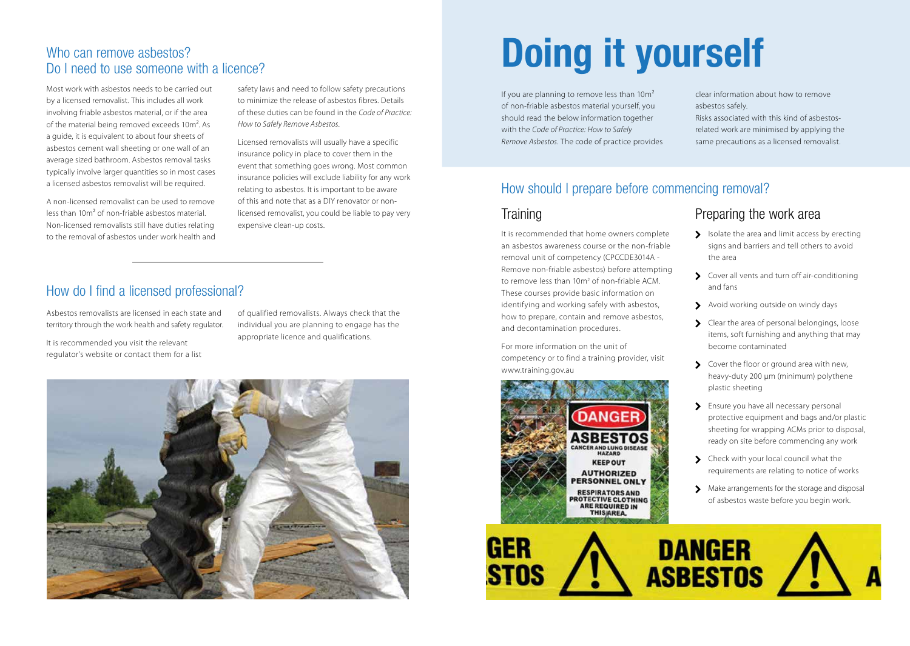## Who can remove asbestos? Do I need to use someone with a licence?

Most work with asbestos needs to be carried out by a licensed removalist. This includes all work involving friable asbestos material, or if the area of the material being removed exceeds $10m^2$. As a guide, it is equivalent to about four sheets of asbestos cement wall sheeting or one wall of an average sized bathroom. Asbestos removal tasks typically involve larger quantities so in most cases a licensed asbestos removalist will be required.

A non-licensed removalist can be used to remove less than $10m^2$ of non-friable asbestos material. Non-licensed removalists still have duties relating to the removal of asbestos under work health and safety laws and need to follow safety precautions to minimize the release of asbestos fibres. Details of these duties can be found in the *Code of Practice: How to Safely Remove Asbestos.*

Licensed removalists will usually have a specific insurance policy in place to cover them in the event that something goes wrong. Most common insurance policies will exclude liability for any work relating to asbestos. It is important to be aware of this and note that as a DIY renovator or non-licensed removalist, you could be liable to pay very expensive clean-up costs.

## How do I find a licensed professional?

Asbestos removalists are licensed in each state and territory through the work health and safety regulator.

It is recommended you visit the relevant regulator's website or contact them for a list of qualified removalists. Always check that the individual you are planning to engage has the appropriate licence and qualifications.

# Doing it yourself

If you are planning to remove less than $10m^2$ of non-friable asbestos material yourself, you should read the below information together with the *Code of Practice: How to Safely Remove Asbestos*. The code of practice provides clear information about how to remove asbestos safely.

Risks associated with this kind of asbestos-related work are minimised by applying the same precautions as a licensed removalist.

## How should I prepare before commencing removal?

### Training

It is recommended that home owners complete an asbestos awareness course or the non-friable removal unit of competency (CPCCDE3014A - Remove non-friable asbestos) before attempting to remove less than $10m^2$ of non-friable ACM. These courses provide basic information on identifying and working safely with asbestos, how to prepare, contain and remove asbestos, and decontamination procedures.

For more information on the unit of competency or to find a training provider, visit www.training.gov.au

### Preparing the work area

- Isolate the area and limit access by erecting signs and barriers and tell others to avoid the area
- Cover all vents and turn off air-conditioning and fans
- Avoid working outside on windy days
- Clear the area of personal belongings, loose items, soft furnishing and anything that may become contaminated
- Cover the floor or ground area with new, heavy-duty 200 µm (minimum) polythene plastic sheeting
- Ensure you have all necessary personal protective equipment and bags and/or plastic sheeting for wrapping ACMs prior to disposal, ready on site before commencing any work
- Check with your local council what the requirements are relating to notice of works
- Make arrangements for the storage and disposal of asbestos waste before you begin work.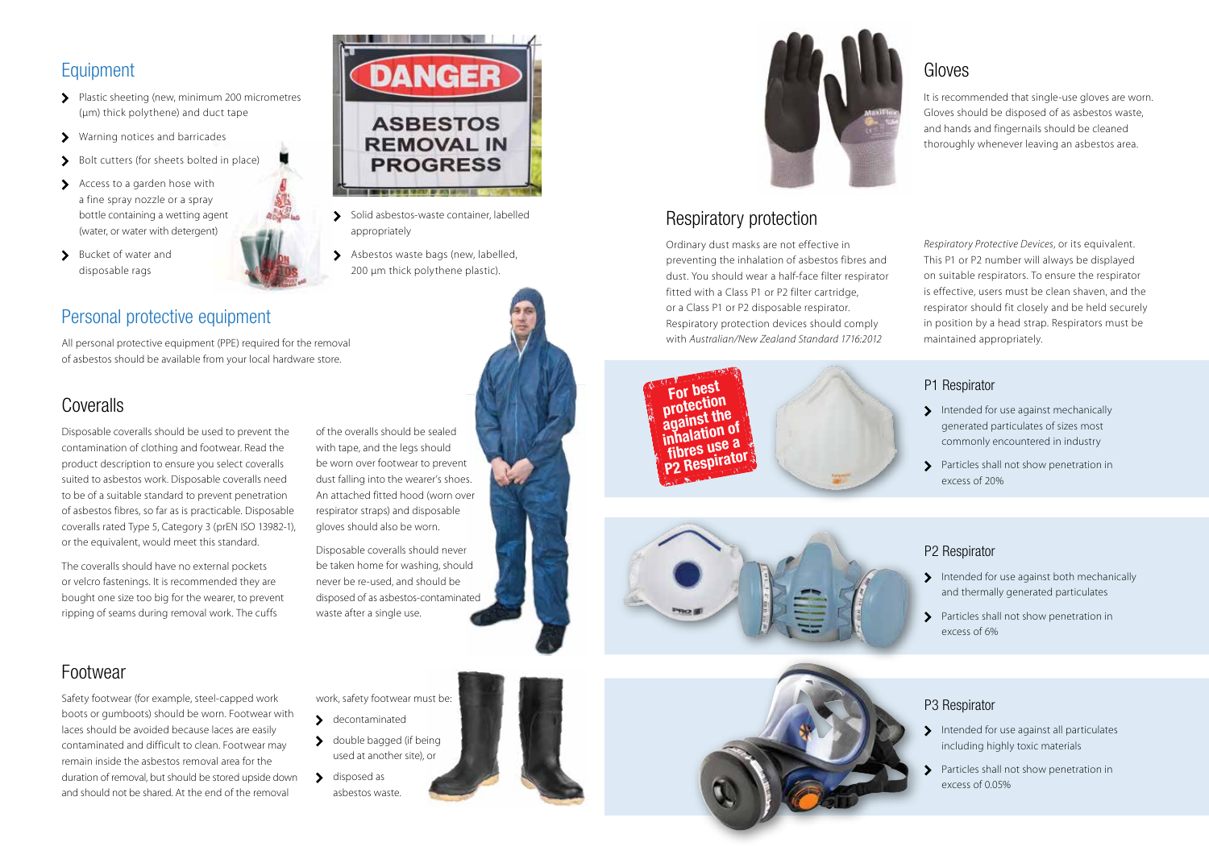## Equipment

- Plastic sheeting (new, minimum 200 micrometres (µm) thick polythene) and duct tape
- Warning notices and barricades
- Bolt cutters (for sheets bolted in place)
- Access to a garden hose with a fine spray nozzle or a spray bottle containing a wetting agent (water, or water with detergent)
- Bucket of water and disposable rags
- Solid asbestos-waste container, labelled appropriately
- Asbestos waste bags (new, labelled, 200 µm thick polythene plastic).

## Personal protective equipment

All personal protective equipment (PPE) required for the removal of asbestos should be available from your local hardware store.

### Coveralls

Disposable coveralls should be used to prevent the contamination of clothing and footwear. Read the product description to ensure you select coveralls suited to asbestos work. Disposable coveralls need to be of a suitable standard to prevent penetration of asbestos fibres, so far as is practicable. Disposable coveralls rated Type 5, Category 3 (prEN ISO 13982-1), or the equivalent, would meet this standard.

The coveralls should have no external pockets or velcro fastenings. It is recommended they are bought one size too big for the wearer, to prevent ripping of seams during removal work. The cuffs of the overalls should be sealed with tape, and the legs should be worn over footwear to prevent dust falling into the wearer's shoes. An attached fitted hood (worn over respirator straps) and disposable gloves should also be worn.

Disposable coveralls should never be taken home for washing, should never be re-used, and should be disposed of as asbestos-contaminated waste after a single use.

### Footwear

Safety footwear (for example, steel-capped work boots or gumboots) should be worn. Footwear with laces should be avoided because laces are easily contaminated and difficult to clean. Footwear may remain inside the asbestos removal area for the duration of removal, but should be stored upside down and should not be shared. At the end of the removal work, safety footwear must be:

- decontaminated
- double bagged (if being used at another site), or
- disposed of as asbestos waste.

### Gloves

It is recommended that single-use gloves are worn. Gloves should be disposed of as asbestos waste, and hands and fingernails should be cleaned thoroughly whenever leaving an asbestos area.

### Respiratory protection

Ordinary dust masks are not effective in preventing the inhalation of asbestos fibres and dust. You should wear a half-face filter respirator fitted with a Class P1 or P2 filter cartridge, or a Class P1 or P2 disposable respirator. Respiratory protection devices should comply with *Australian/New Zealand Standard 1716:2012 Respiratory Protective Devices*, or its equivalent. This P1 or P2 number will always be displayed on suitable respirators. To ensure the respirator is effective, users must be clean shaven, and the respirator should fit closely and be held securely in position by a head strap. Respirators must be maintained appropriately.

**For best protection against the inhalation of fibres use a P2 Respirator**

#### P1 Respirator

- Intended for use against mechanically generated particulates of sizes most commonly encountered in industry
- Particles shall not show penetration in excess of 20%

#### P2 Respirator

- Intended for use against both mechanically and thermally generated particulates
- Particles shall not show penetration in excess of 6%

#### P3 Respirator

- Intended for use against all particulates including highly toxic materials
- Particles shall not show penetration in excess of 0.05%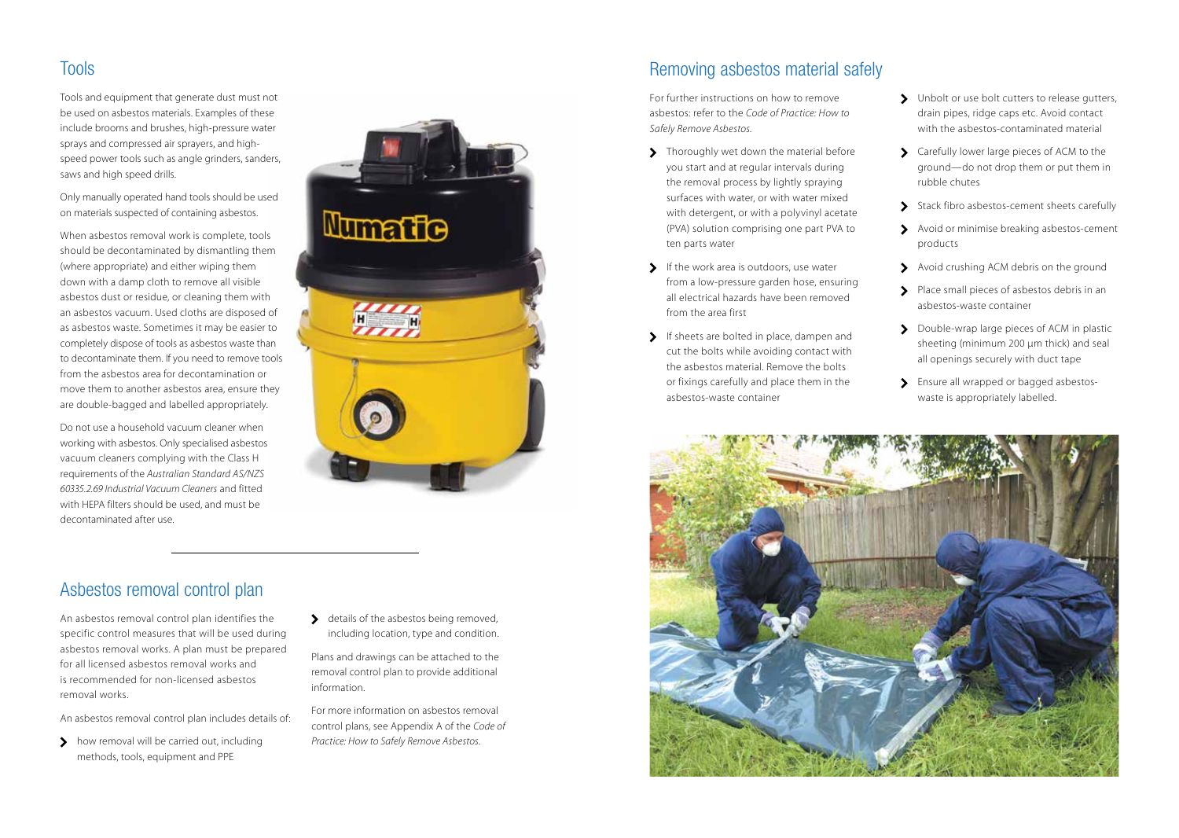## Tools

Tools and equipment that generate dust must not be used on asbestos materials. Examples of these include brooms and brushes, high-pressure water sprays and compressed air sprayers, and high-speed power tools such as angle grinders, sanders, saws and high speed drills.

Only manually operated hand tools should be used on materials suspected of containing asbestos.

When asbestos removal work is complete, tools should be decontaminated by dismantling them (where appropriate) and either wiping them down with a damp cloth to remove all visible asbestos dust or residue, or cleaning them with an asbestos vacuum. Used cloths are disposed of as asbestos waste. Sometimes it may be easier to completely dispose of tools as asbestos waste than to decontaminate them. If you need to remove tools from the asbestos area for decontamination or move them to another asbestos area, ensure they are double-bagged and labelled appropriately.

Do not use a household vacuum cleaner when working with asbestos. Only specialised asbestos vacuum cleaners complying with the Class H requirements of the *Australian Standard AS/NZS 60335.2.69 Industrial Vacuum Cleaners* and fitted with HEPA filters should be used, and must be decontaminated after use.

## Asbestos removal control plan

An asbestos removal control plan identifies the specific control measures that will be used during asbestos removal works. A plan must be prepared for all licensed asbestos removal works and is recommended for non-licensed asbestos removal works.

An asbestos removal control plan includes details of:

- how removal will be carried out, including methods, tools, equipment and PPE
- details of the asbestos being removed, including location, type and condition.

Plans and drawings can be attached to the removal control plan to provide additional information.

For more information on asbestos removal control plans, see Appendix A of the *Code of Practice: How to Safely Remove Asbestos.*

## Removing asbestos material safely

For further instructions on how to remove asbestos: refer to the *Code of Practice: How to Safely Remove Asbestos.*

- Thoroughly wet down the material before you start and at regular intervals during the removal process by lightly spraying surfaces with water, or with water mixed with detergent, or with a polyvinyl acetate (PVA) solution comprising one part PVA to ten parts water
- If the work area is outdoors, use water from a low-pressure garden hose, ensuring all electrical hazards have been removed from the area first
- If sheets are bolted in place, dampen and cut the bolts while avoiding contact with the asbestos material. Remove the bolts or fixings carefully and place them in the asbestos-waste container
- Unbolt or use bolt cutters to release gutters, drain pipes, ridge caps etc. Avoid contact with the asbestos-contaminated material
- Carefully lower large pieces of ACM to the ground—do not drop them or put them in rubble chutes
- Stack fibro asbestos-cement sheets carefully
- Avoid or minimise breaking asbestos-cement products
- Avoid crushing ACM debris on the ground
- Place small pieces of asbestos debris in an asbestos-waste container
- Double-wrap large pieces of ACM in plastic sheeting (minimum 200 μm thick) and seal all openings securely with duct tape
- Ensure all wrapped or bagged asbestos-waste is appropriately labelled.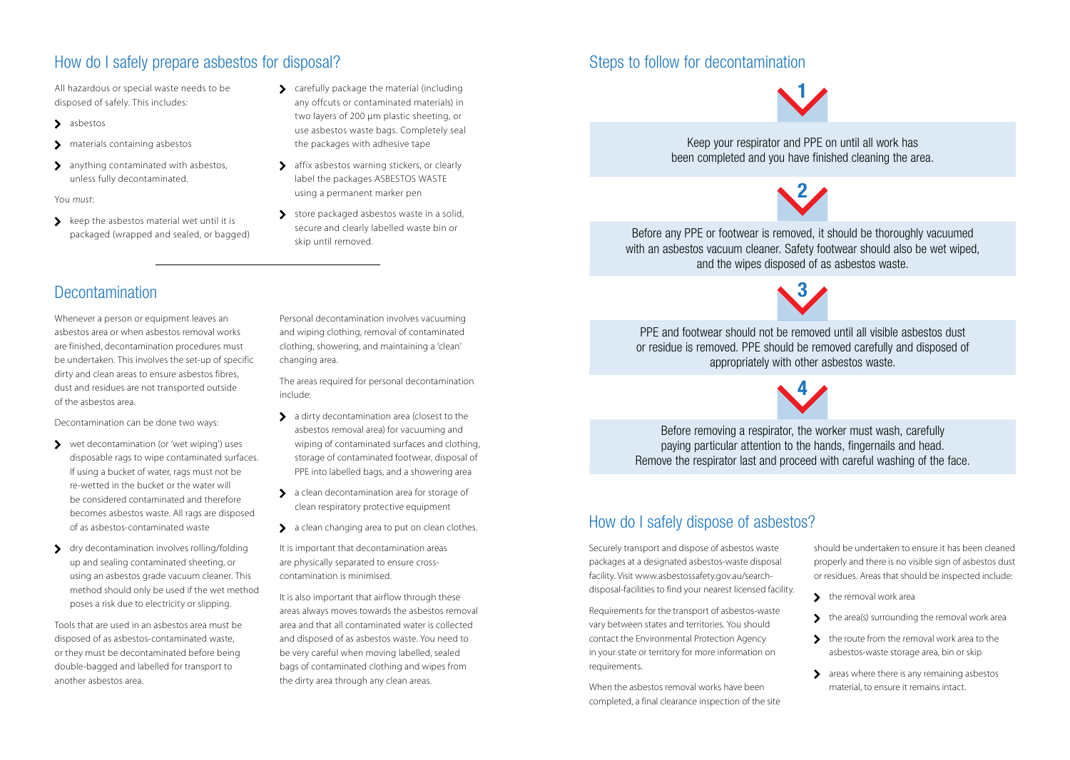## How do I safely prepare asbestos for disposal?

All hazardous or special waste needs to be disposed of safely. This includes:

- asbestos
- materials containing asbestos
- anything contaminated with asbestos, unless fully decontaminated.

You *must*:

- keep the asbestos material wet until it is packaged (wrapped and sealed, or bagged)
- carefully package the material (including any offcuts or contaminated materials) in two layers of 200 µm plastic sheeting, or use asbestos waste bags. Completely seal the packages with adhesive tape
- affix asbestos warning stickers, or clearly label the packages ASBESTOS WASTE using a permanent marker pen
- store packaged asbestos waste in a solid, secure and clearly labelled waste bin or skip until removed.

## Decontamination

Whenever a person or equipment leaves an asbestos area or when asbestos removal works are finished, decontamination procedures must be undertaken. This involves the set-up of specific dirty and clean areas to ensure asbestos fibres, dust and residues are not transported outside of the asbestos area.

Decontamination can be done two ways:

- wet decontamination (or 'wet wiping') uses disposable rags to wipe contaminated surfaces. If using a bucket of water, rags must not be re-wetted in the bucket or the water will be considered contaminated and therefore becomes asbestos waste. All rags are disposed of as asbestos-contaminated waste
- dry decontamination involves rolling/folding up and sealing contaminated sheeting, or using an asbestos grade vacuum cleaner. This method should only be used if the wet method poses a risk due to electricity or slipping.

Tools that are used in an asbestos area must be disposed of as asbestos-contaminated waste, or they must be decontaminated before being double-bagged and labelled for transport to another asbestos area.

Personal decontamination involves vacuuming and wiping clothing, removal of contaminated clothing, showering, and maintaining a 'clean' changing area.

The areas required for personal decontamination include:

- a dirty decontamination area (closest to the asbestos removal area) for vacuuming and wiping of contaminated surfaces and clothing, storage of contaminated footwear, disposal of PPE into labelled bags, and a showering area
- a clean decontamination area for storage of clean respiratory protective equipment
- a clean changing area to put on clean clothes.

It is important that decontamination areas are physically separated to ensure cross-contamination is minimised.

It is also important that airflow through these areas always moves towards the asbestos removal area and that all contaminated water is collected and disposed of as asbestos waste. You need to be very careful when moving labelled, sealed bags of contaminated clothing and wipes from the dirty area through any clean areas.

## Steps to follow for decontamination

**1**

Keep your respirator and PPE on until all work has been completed and you have finished cleaning the area.

**2**

Before any PPE or footwear is removed, it should be thoroughly vacuumed with an asbestos vacuum cleaner. Safety footwear should also be wet wiped, and the wipes disposed of as asbestos waste.

**3**

PPE and footwear should not be removed until all visible asbestos dust or residue is removed. PPE should be removed carefully and disposed of appropriately with other asbestos waste.

**4**

Before removing a respirator, the worker must wash, carefully paying particular attention to the hands, fingernails and head. Remove the respirator last and proceed with careful washing of the face.

## How do I safely dispose of asbestos?

Securely transport and dispose of asbestos waste packages at a designated asbestos-waste disposal facility. Visit www.asbestossafety.gov.au/search-disposal-facilities to find your nearest licensed facility.

Requirements for the transport of asbestos-waste vary between states and territories. You should contact the Environmental Protection Agency in your state or territory for more information on requirements.

When the asbestos removal works have been completed, a final clearance inspection of the site should be undertaken to ensure it has been cleaned properly and there is no visible sign of asbestos dust or residues. Areas that should be inspected include:

- the removal work area
- the area(s) surrounding the removal work area
- the route from the removal work area to the asbestos-waste storage area, bin or skip
- areas where there is any remaining asbestos material, to ensure it remains intact.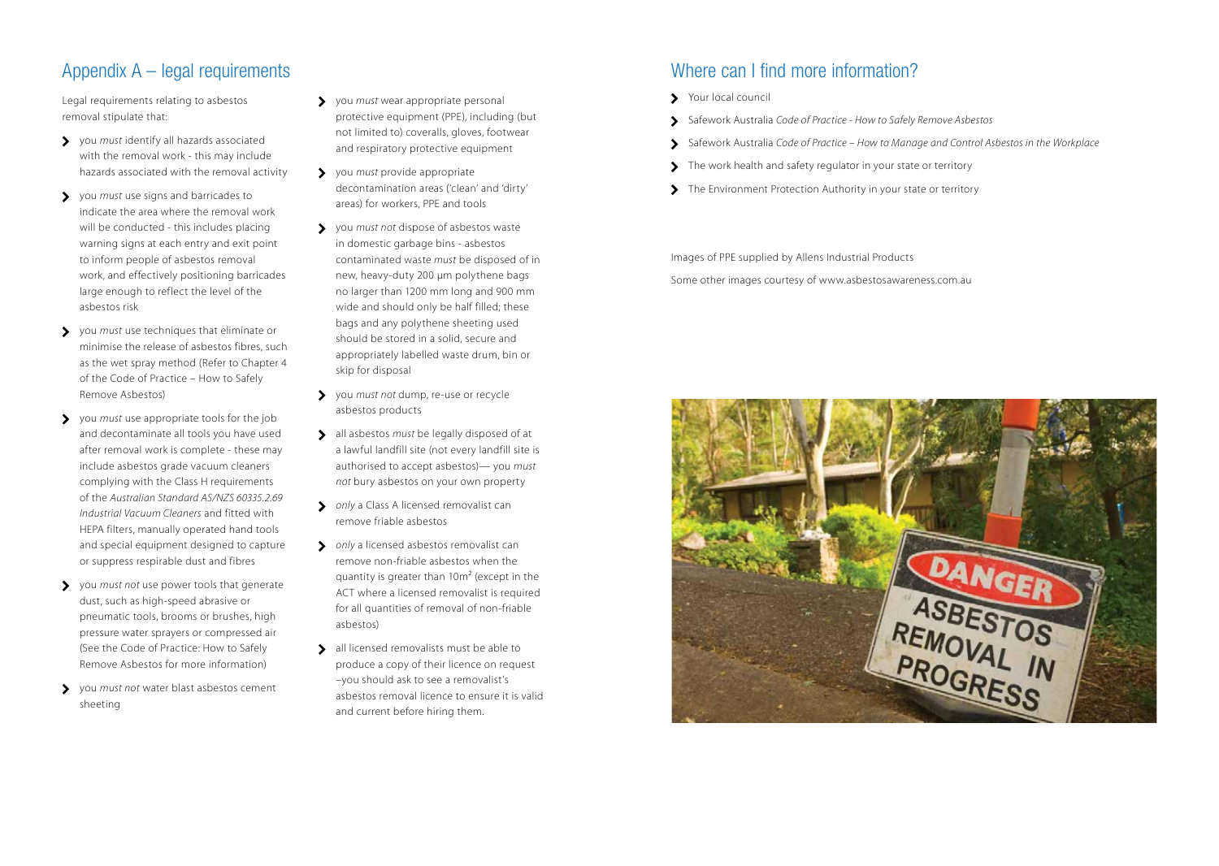## Appendix A – legal requirements

Legal requirements relating to asbestos removal stipulate that:

- you *must* identify all hazards associated with the removal work - this may include hazards associated with the removal activity
- you *must* use signs and barricades to indicate the area where the removal work will be conducted - this includes placing warning signs at each entry and exit point to inform people of asbestos removal work, and effectively positioning barricades large enough to reflect the level of the asbestos risk
- you *must* use techniques that eliminate or minimise the release of asbestos fibres, such as the wet spray method (Refer to Chapter 4 of the Code of Practice – How to Safely Remove Asbestos)
- you *must* use appropriate tools for the job and decontaminate all tools you have used after removal work is complete - these may include asbestos grade vacuum cleaners complying with the Class H requirements of the *Australian Standard AS/NZS 60335.2.69 Industrial Vacuum Cleaners* and fitted with HEPA filters, manually operated hand tools and special equipment designed to capture or suppress respirable dust and fibres
- you *must not* use power tools that generate dust, such as high-speed abrasive or pneumatic tools, brooms or brushes, high pressure water sprayers or compressed air (See the Code of Practice: How to Safely Remove Asbestos for more information)
- you *must not* water blast asbestos cement sheeting
- you *must* wear appropriate personal protective equipment (PPE), including (but not limited to) coveralls, gloves, footwear and respiratory protective equipment
- you *must* provide appropriate decontamination areas ('clean' and 'dirty' areas) for workers, PPE and tools
- you *must not* dispose of asbestos waste in domestic garbage bins - asbestos contaminated waste *must* be disposed of in new, heavy-duty 200 µm polythene bags no larger than 1200 mm long and 900 mm wide and should only be half filled; these bags and any polythene sheeting used should be stored in a solid, secure and appropriately labelled waste drum, bin or skip for disposal
- you *must not* dump, re-use or recycle asbestos products
- all asbestos *must* be legally disposed of at a lawful landfill site (not every landfill site is authorised to accept asbestos)— you *must not* bury asbestos on your own property
- *only* a Class A licensed removalist can remove friable asbestos
- *only* a licensed asbestos removalist can remove non-friable asbestos when the quantity is greater than $10m^2$ (except in the ACT where a licensed removalist is required for all quantities of removal of non-friable asbestos)
- all licensed removalists must be able to produce a copy of their licence on request –you should ask to see a removalist's asbestos removal licence to ensure it is valid and current before hiring them.

## Where can I find more information?

- Your local council
- Safework Australia *Code of Practice - How to Safely Remove Asbestos*
- Safework Australia *Code of Practice – How to Manage and Control Asbestos in the Workplace*
- The work health and safety regulator in your state or territory
- The Environment Protection Authority in your state or territory

Images of PPE supplied by Allens Industrial Products

Some other images courtesy of www.asbestosawareness.com.au